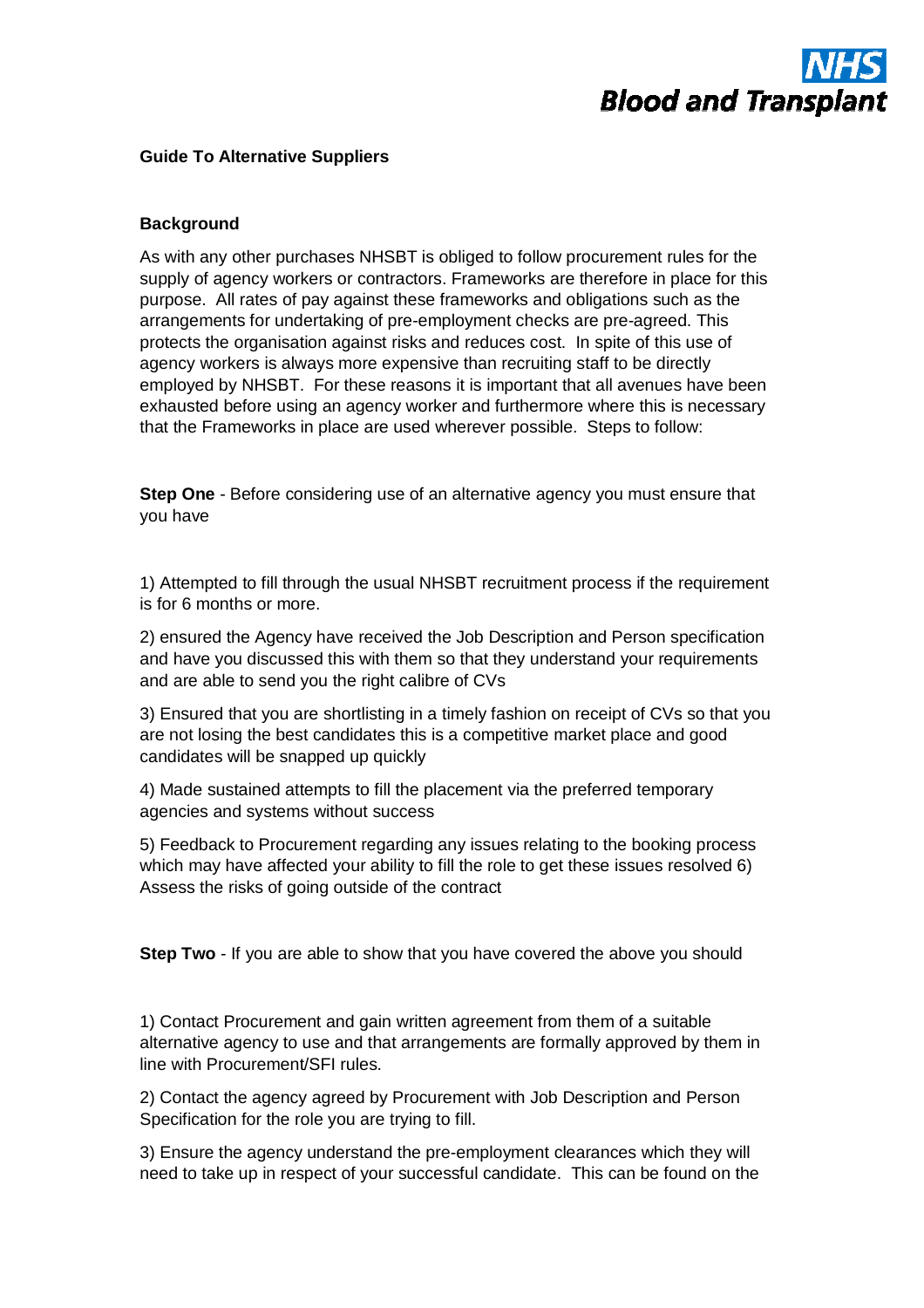**NHS Blood and Transplant**

## Guide To Alternative Suppliers

### Background

As with any other purchases NHSBT is obliged to follow procurement rules for the supply of agency workers or contractors. Frameworks are therefore in place for this purpose. All rates of pay against these frameworks and obligations such as the arrangements for undertaking of pre-employment checks are pre-agreed. This protects the organisation against risks and reduces cost. In spite of this use of agency workers is always more expensive than recruiting staff to be directly employed by NHSBT. For these reasons it is important that all avenues have been exhausted before using an agency worker and furthermore where this is necessary that the Frameworks in place are used wherever possible. Steps to follow:

**Step One** - Before considering use of an alternative agency you must ensure that you have

1) Attempted to fill through the usual NHSBT recruitment process if the requirement is for 6 months or more.

2) ensured the Agency have received the Job Description and Person specification and have you discussed this with them so that they understand your requirements and are able to send you the right calibre of CVs

3) Ensured that you are shortlisting in a timely fashion on receipt of CVs so that you are not losing the best candidates this is a competitive market place and good candidates will be snapped up quickly

4) Made sustained attempts to fill the placement via the preferred temporary agencies and systems without success

5) Feedback to Procurement regarding any issues relating to the booking process which may have affected your ability to fill the role to get these issues resolved 6) Assess the risks of going outside of the contract

**Step Two** - If you are able to show that you have covered the above you should

1) Contact Procurement and gain written agreement from them of a suitable alternative agency to use and that arrangements are formally approved by them in line with Procurement/SFI rules.

2) Contact the agency agreed by Procurement with Job Description and Person Specification for the role you are trying to fill.

3) Ensure the agency understand the pre-employment clearances which they will need to take up in respect of your successful candidate. This can be found on the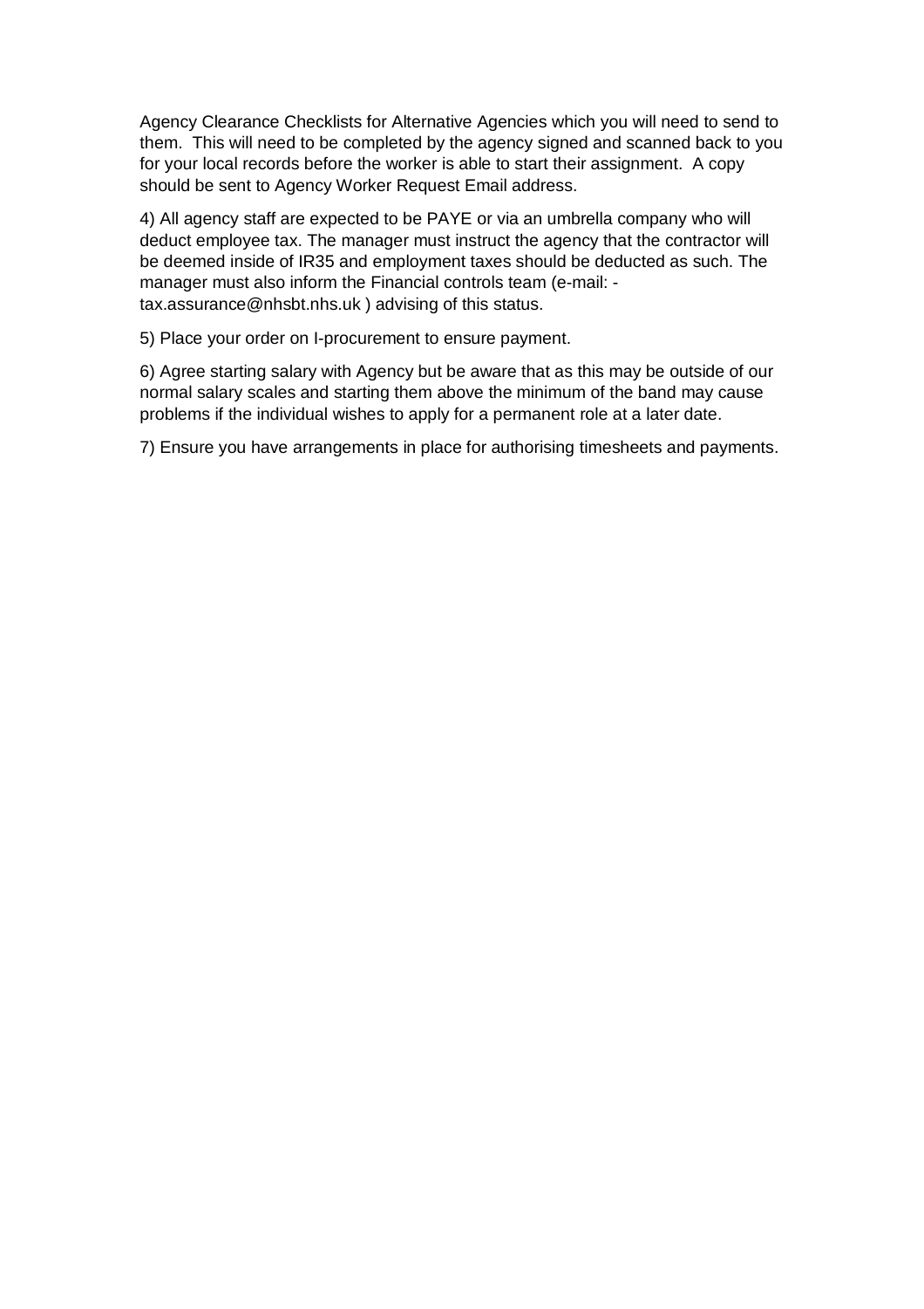Agency Clearance Checklists for Alternative Agencies which you will need to send to them. This will need to be completed by the agency signed and scanned back to you for your local records before the worker is able to start their assignment. A copy should be sent to Agency Worker Request Email address.

4) All agency staff are expected to be PAYE or via an umbrella company who will deduct employee tax. The manager must instruct the agency that the contractor will be deemed inside of IR35 and employment taxes should be deducted as such. The manager must also inform the Financial controls team (e-mail: - tax.assurance@nhsbt.nhs.uk ) advising of this status.

5) Place your order on I-procurement to ensure payment.

6) Agree starting salary with Agency but be aware that as this may be outside of our normal salary scales and starting them above the minimum of the band may cause problems if the individual wishes to apply for a permanent role at a later date.

7) Ensure you have arrangements in place for authorising timesheets and payments.